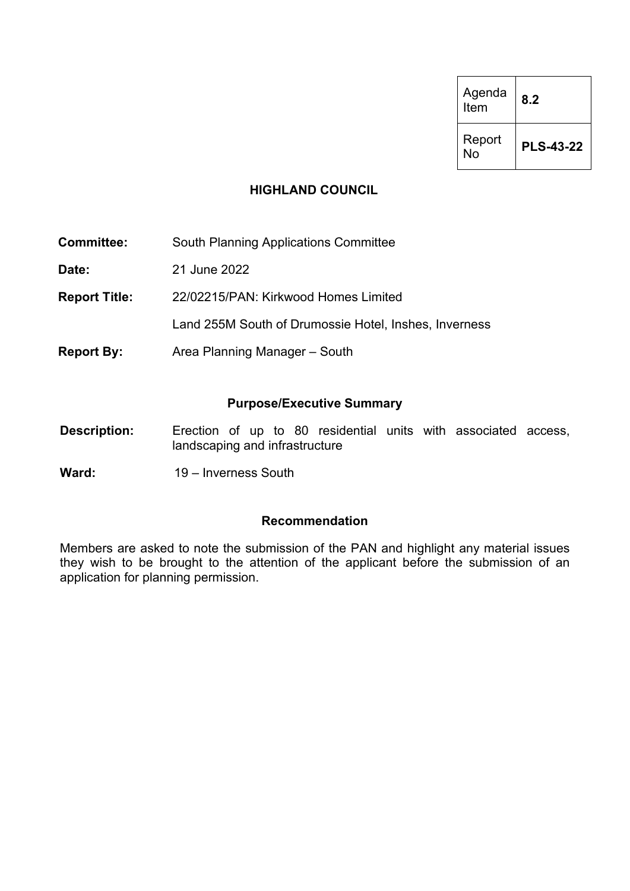| | |
|---|---|
| Agenda Item | **8.2** |
| Report No | **PLS-43-22** |

# HIGHLAND COUNCIL

| | |
|---|---|
| **Committee:** | South Planning Applications Committee |
| **Date:** | 21 June 2022 |
| **Report Title:** | 22/02215/PAN: Kirkwood Homes Limited<br>Land 255M South of Drumossie Hotel, Inshes, Inverness |
| **Report By:** | Area Planning Manager – South |

## Purpose/Executive Summary

| | |
|---|---|
| **Description:** | Erection of up to 80 residential units with associated access, landscaping and infrastructure |
| **Ward:** | 19 – Inverness South |

## Recommendation

Members are asked to note the submission of the PAN and highlight any material issues they wish to be brought to the attention of the applicant before the submission of an application for planning permission.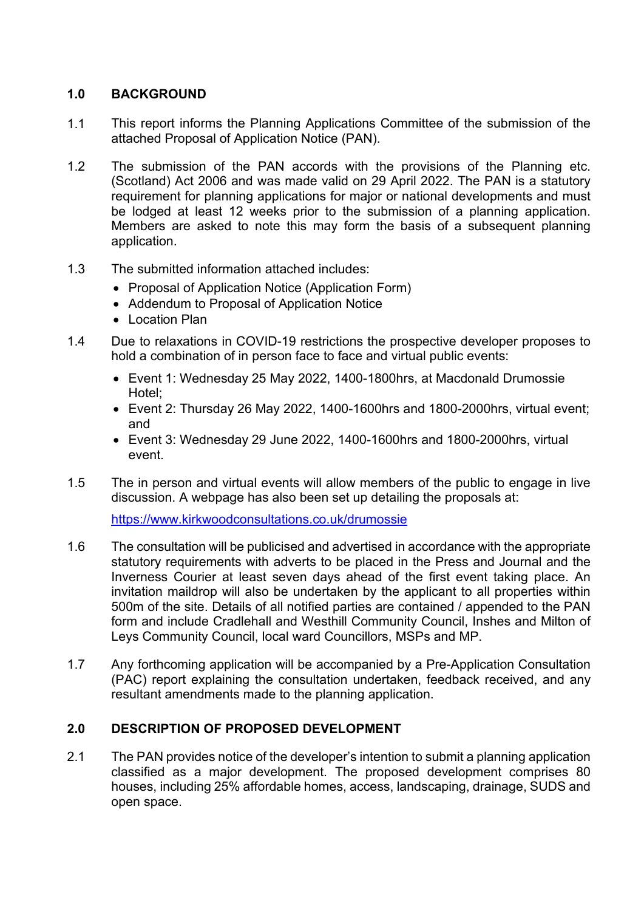## 1.0 BACKGROUND

1.1 This report informs the Planning Applications Committee of the submission of the attached Proposal of Application Notice (PAN).

1.2 The submission of the PAN accords with the provisions of the Planning etc. (Scotland) Act 2006 and was made valid on 29 April 2022. The PAN is a statutory requirement for planning applications for major or national developments and must be lodged at least 12 weeks prior to the submission of a planning application. Members are asked to note this may form the basis of a subsequent planning application.

1.3 The submitted information attached includes:

- Proposal of Application Notice (Application Form)
- Addendum to Proposal of Application Notice
- Location Plan

1.4 Due to relaxations in COVID-19 restrictions the prospective developer proposes to hold a combination of in person face to face and virtual public events:

- Event 1: Wednesday 25 May 2022, 1400-1800hrs, at Macdonald Drumossie Hotel;
- Event 2: Thursday 26 May 2022, 1400-1600hrs and 1800-2000hrs, virtual event; and
- Event 3: Wednesday 29 June 2022, 1400-1600hrs and 1800-2000hrs, virtual event.

1.5 The in person and virtual events will allow members of the public to engage in live discussion. A webpage has also been set up detailing the proposals at:

https://www.kirkwoodconsultations.co.uk/drumossie

1.6 The consultation will be publicised and advertised in accordance with the appropriate statutory requirements with adverts to be placed in the Press and Journal and the Inverness Courier at least seven days ahead of the first event taking place. An invitation maildrop will also be undertaken by the applicant to all properties within 500m of the site. Details of all notified parties are contained / appended to the PAN form and include Cradlehall and Westhill Community Council, Inshes and Milton of Leys Community Council, local ward Councillors, MSPs and MP.

1.7 Any forthcoming application will be accompanied by a Pre-Application Consultation (PAC) report explaining the consultation undertaken, feedback received, and any resultant amendments made to the planning application.

## 2.0 DESCRIPTION OF PROPOSED DEVELOPMENT

2.1 The PAN provides notice of the developer's intention to submit a planning application classified as a major development. The proposed development comprises 80 houses, including 25% affordable homes, access, landscaping, drainage, SUDS and open space.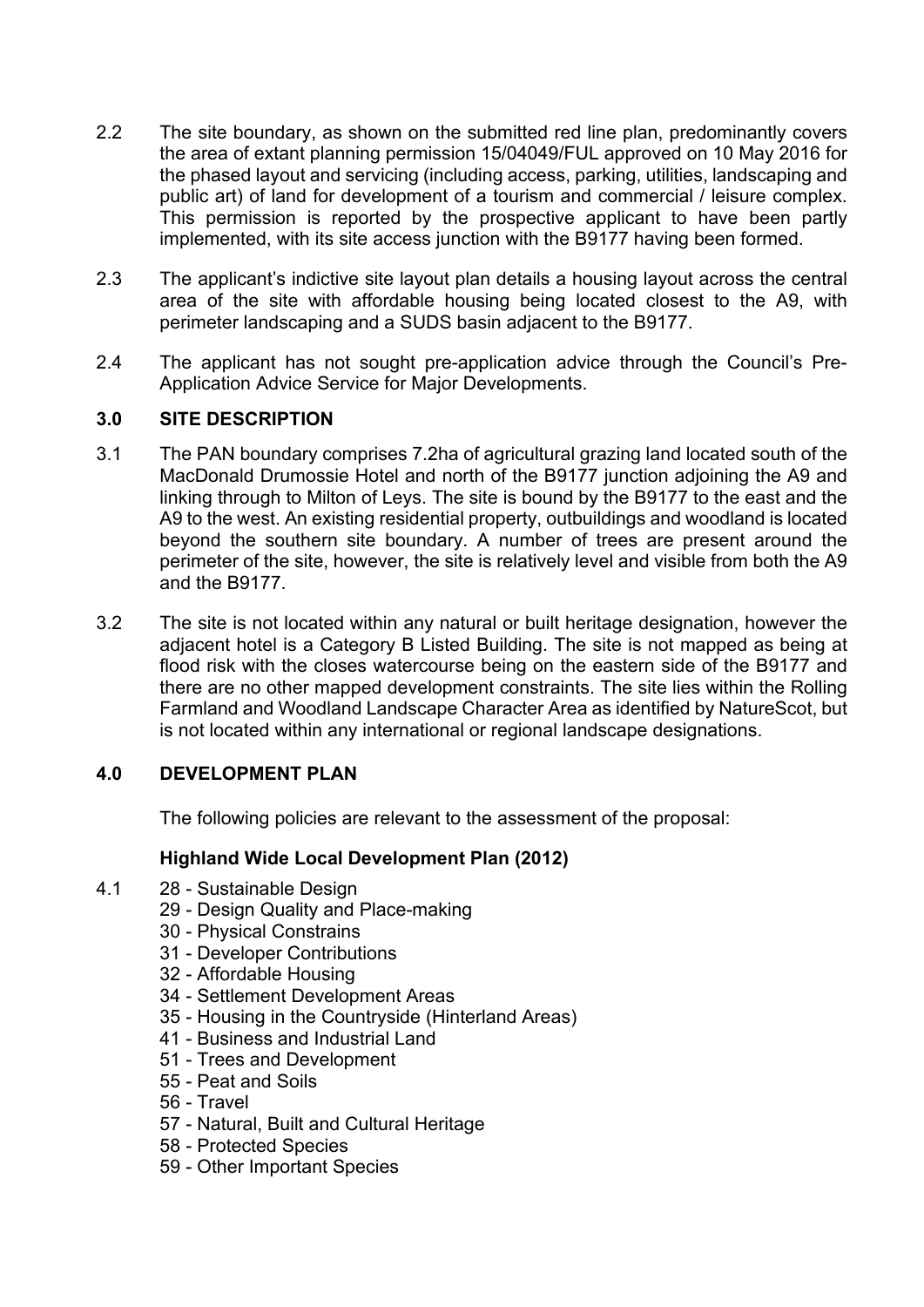2.2 The site boundary, as shown on the submitted red line plan, predominantly covers the area of extant planning permission 15/04049/FUL approved on 10 May 2016 for the phased layout and servicing (including access, parking, utilities, landscaping and public art) of land for development of a tourism and commercial / leisure complex. This permission is reported by the prospective applicant to have been partly implemented, with its site access junction with the B9177 having been formed.

2.3 The applicant's indictive site layout plan details a housing layout across the central area of the site with affordable housing being located closest to the A9, with perimeter landscaping and a SUDS basin adjacent to the B9177.

2.4 The applicant has not sought pre-application advice through the Council's Pre-Application Advice Service for Major Developments.

## 3.0 SITE DESCRIPTION

3.1 The PAN boundary comprises 7.2ha of agricultural grazing land located south of the MacDonald Drumossie Hotel and north of the B9177 junction adjoining the A9 and linking through to Milton of Leys. The site is bound by the B9177 to the east and the A9 to the west. An existing residential property, outbuildings and woodland is located beyond the southern site boundary. A number of trees are present around the perimeter of the site, however, the site is relatively level and visible from both the A9 and the B9177.

3.2 The site is not located within any natural or built heritage designation, however the adjacent hotel is a Category B Listed Building. The site is not mapped as being at flood risk with the closes watercourse being on the eastern side of the B9177 and there are no other mapped development constraints. The site lies within the Rolling Farmland and Woodland Landscape Character Area as identified by NatureScot, but is not located within any international or regional landscape designations.

## 4.0 DEVELOPMENT PLAN

The following policies are relevant to the assessment of the proposal:

### Highland Wide Local Development Plan (2012)

4.1
- 28 - Sustainable Design
- 29 - Design Quality and Place-making
- 30 - Physical Constrains
- 31 - Developer Contributions
- 32 - Affordable Housing
- 34 - Settlement Development Areas
- 35 - Housing in the Countryside (Hinterland Areas)
- 41 - Business and Industrial Land
- 51 - Trees and Development
- 55 - Peat and Soils
- 56 - Travel
- 57 - Natural, Built and Cultural Heritage
- 58 - Protected Species
- 59 - Other Important Species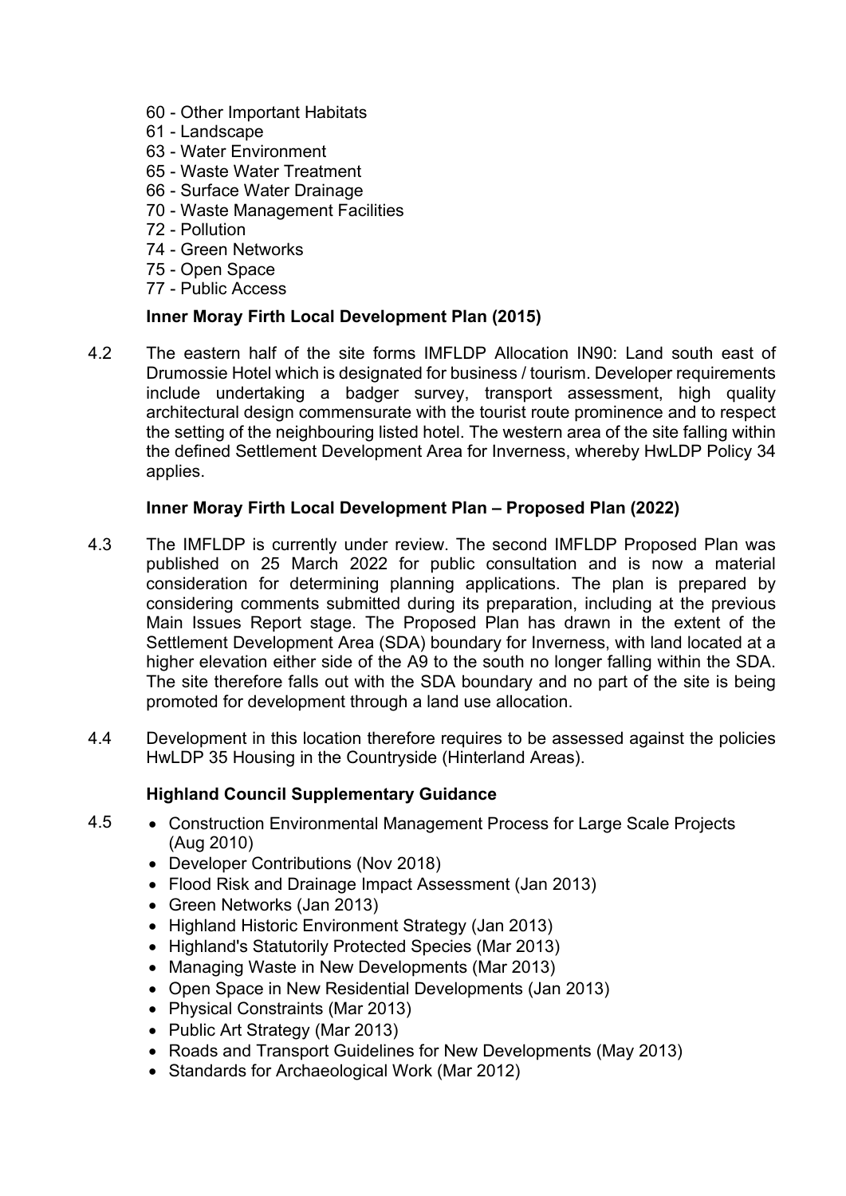- 60 - Other Important Habitats
- 61 - Landscape
- 63 - Water Environment
- 65 - Waste Water Treatment
- 66 - Surface Water Drainage
- 70 - Waste Management Facilities
- 72 - Pollution
- 74 - Green Networks
- 75 - Open Space
- 77 - Public Access

**Inner Moray Firth Local Development Plan (2015)**

4.2 The eastern half of the site forms IMFLDP Allocation IN90: Land south east of Drumossie Hotel which is designated for business / tourism. Developer requirements include undertaking a badger survey, transport assessment, high quality architectural design commensurate with the tourist route prominence and to respect the setting of the neighbouring listed hotel. The western area of the site falling within the defined Settlement Development Area for Inverness, whereby HwLDP Policy 34 applies.

**Inner Moray Firth Local Development Plan – Proposed Plan (2022)**

4.3 The IMFLDP is currently under review. The second IMFLDP Proposed Plan was published on 25 March 2022 for public consultation and is now a material consideration for determining planning applications. The plan is prepared by considering comments submitted during its preparation, including at the previous Main Issues Report stage. The Proposed Plan has drawn in the extent of the Settlement Development Area (SDA) boundary for Inverness, with land located at a higher elevation either side of the A9 to the south no longer falling within the SDA. The site therefore falls out with the SDA boundary and no part of the site is being promoted for development through a land use allocation.

4.4 Development in this location therefore requires to be assessed against the policies HwLDP 35 Housing in the Countryside (Hinterland Areas).

**Highland Council Supplementary Guidance**

4.5
- Construction Environmental Management Process for Large Scale Projects (Aug 2010)
- Developer Contributions (Nov 2018)
- Flood Risk and Drainage Impact Assessment (Jan 2013)
- Green Networks (Jan 2013)
- Highland Historic Environment Strategy (Jan 2013)
- Highland's Statutorily Protected Species (Mar 2013)
- Managing Waste in New Developments (Mar 2013)
- Open Space in New Residential Developments (Jan 2013)
- Physical Constraints (Mar 2013)
- Public Art Strategy (Mar 2013)
- Roads and Transport Guidelines for New Developments (May 2013)
- Standards for Archaeological Work (Mar 2012)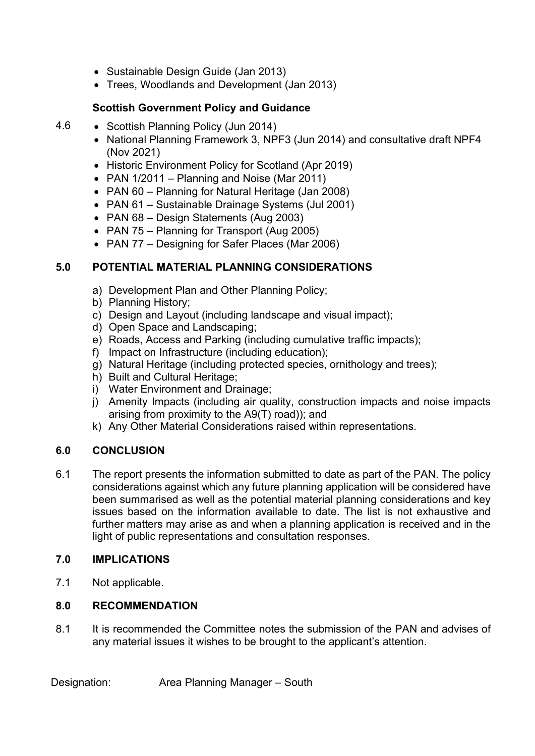- Sustainable Design Guide (Jan 2013)
- Trees, Woodlands and Development (Jan 2013)

**Scottish Government Policy and Guidance**

4.6
- Scottish Planning Policy (Jun 2014)
- National Planning Framework 3, NPF3 (Jun 2014) and consultative draft NPF4 (Nov 2021)
- Historic Environment Policy for Scotland (Apr 2019)
- PAN 1/2011 – Planning and Noise (Mar 2011)
- PAN 60 – Planning for Natural Heritage (Jan 2008)
- PAN 61 – Sustainable Drainage Systems (Jul 2001)
- PAN 68 – Design Statements (Aug 2003)
- PAN 75 – Planning for Transport (Aug 2005)
- PAN 77 – Designing for Safer Places (Mar 2006)

## 5.0 POTENTIAL MATERIAL PLANNING CONSIDERATIONS

a) Development Plan and Other Planning Policy;
b) Planning History;
c) Design and Layout (including landscape and visual impact);
d) Open Space and Landscaping;
e) Roads, Access and Parking (including cumulative traffic impacts);
f) Impact on Infrastructure (including education);
g) Natural Heritage (including protected species, ornithology and trees);
h) Built and Cultural Heritage;
i) Water Environment and Drainage;
j) Amenity Impacts (including air quality, construction impacts and noise impacts arising from proximity to the A9(T) road)); and
k) Any Other Material Considerations raised within representations.

## 6.0 CONCLUSION

6.1 The report presents the information submitted to date as part of the PAN. The policy considerations against which any future planning application will be considered have been summarised as well as the potential material planning considerations and key issues based on the information available to date. The list is not exhaustive and further matters may arise as and when a planning application is received and in the light of public representations and consultation responses.

## 7.0 IMPLICATIONS

7.1 Not applicable.

## 8.0 RECOMMENDATION

8.1 It is recommended the Committee notes the submission of the PAN and advises of any material issues it wishes to be brought to the applicant's attention.

Designation: Area Planning Manager – South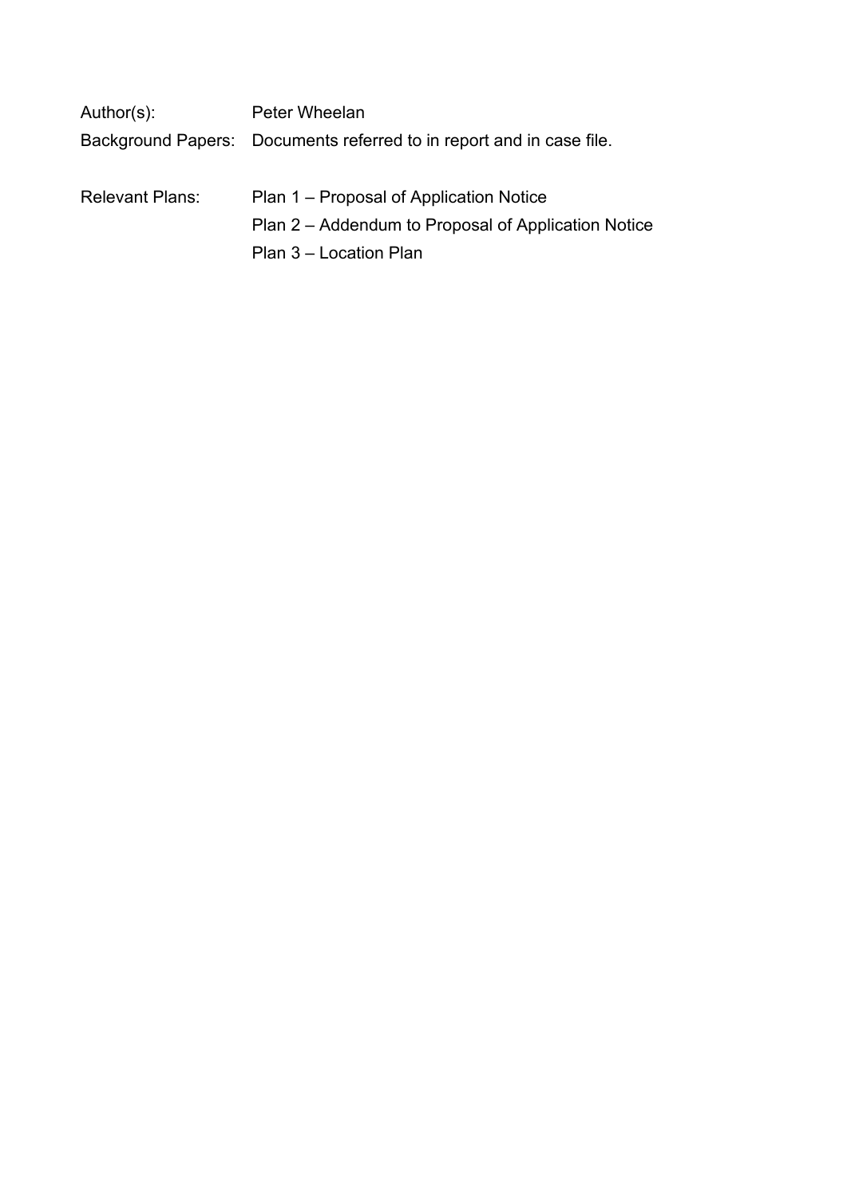Author(s): Peter Wheelan

Background Papers: Documents referred to in report and in case file.

Relevant Plans: Plan 1 – Proposal of Application Notice

Plan 2 – Addendum to Proposal of Application Notice

Plan 3 – Location Plan